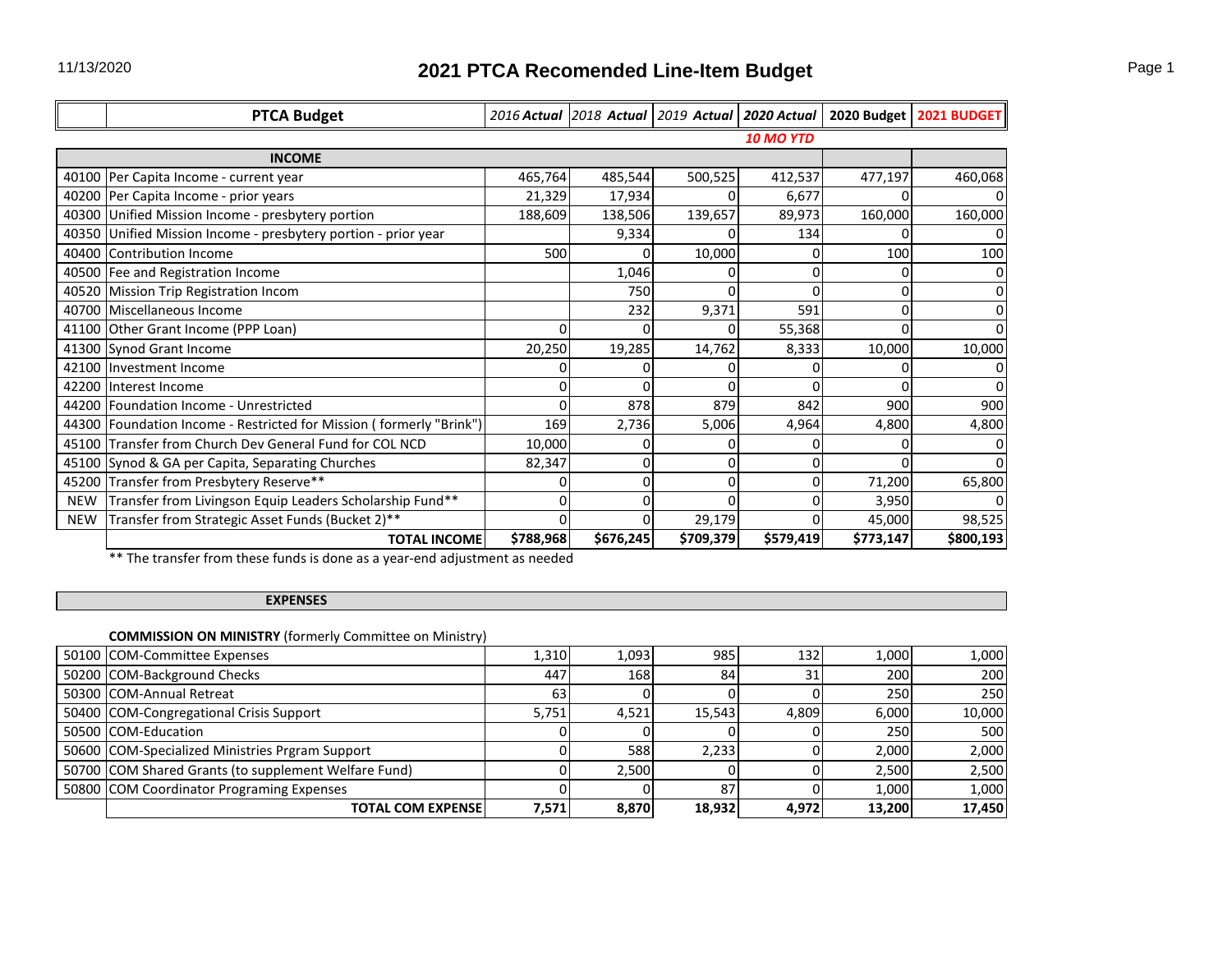# 2021 PTCA Recomended Line-Item Budget

11/13/2020

| | PTCA Budget | *2016 Actual* | *2018 Actual* | *2019 Actual* | ***2020 Actual*** | **2020 Budget** | **2021 BUDGET** |
|---|---|---|---|---|---|---|---|
| | | | | | ***10 MO YTD*** | | |
| | **INCOME** | | | | | | |
| 40100 | Per Capita Income - current year | 465,764 | 485,544 | 500,525 | 412,537 | 477,197 | 460,068 |
| 40200 | Per Capita Income - prior years | 21,329 | 17,934 | 0 | 6,677 | 0 | 0 |
| 40300 | Unified Mission Income - presbytery portion | 188,609 | 138,506 | 139,657 | 89,973 | 160,000 | 160,000 |
| 40350 | Unified Mission Income - presbytery portion - prior year | | 9,334 | 0 | 134 | 0 | 0 |
| 40400 | Contribution Income | 500 | 0 | 10,000 | 0 | 100 | 100 |
| 40500 | Fee and Registration Income | | 1,046 | 0 | 0 | 0 | 0 |
| 40520 | Mission Trip Registration Incom | | 750 | 0 | 0 | 0 | 0 |
| 40700 | Miscellaneous Income | | 232 | 9,371 | 591 | 0 | 0 |
| 41100 | Other Grant Income (PPP Loan) | 0 | 0 | 0 | 55,368 | 0 | 0 |
| 41300 | Synod Grant Income | 20,250 | 19,285 | 14,762 | 8,333 | 10,000 | 10,000 |
| 42100 | Investment Income | 0 | 0 | 0 | 0 | 0 | 0 |
| 42200 | Interest Income | 0 | 0 | 0 | 0 | 0 | 0 |
| 44200 | Foundation Income - Unrestricted | 0 | 878 | 879 | 842 | 900 | 900 |
| 44300 | Foundation Income - Restricted for Mission ( formerly "Brink") | 169 | 2,736 | 5,006 | 4,964 | 4,800 | 4,800 |
| 45100 | Transfer from Church Dev General Fund for COL NCD | 10,000 | 0 | 0 | 0 | 0 | 0 |
| 45100 | Synod & GA per Capita, Separating Churches | 82,347 | 0 | 0 | 0 | 0 | 0 |
| 45200 | Transfer from Presbytery Reserve** | 0 | 0 | 0 | 0 | 71,200 | 65,800 |
| NEW | Transfer from Livingson Equip Leaders Scholarship Fund** | 0 | 0 | 0 | 0 | 3,950 | 0 |
| NEW | Transfer from Strategic Asset Funds (Bucket 2)** | 0 | 0 | 29,179 | 0 | 45,000 | 98,525 |
| | **TOTAL INCOME** | **$788,968** | **$676,245** | **$709,379** | **$579,419** | **$773,147** | **$800,193** |

** The transfer from these funds is done as a year-end adjustment as needed

**EXPENSES**

**COMMISSION ON MINISTRY** (formerly Committee on Ministry)

| | | 2016 Actual | 2018 Actual | 2019 Actual | 2020 Actual | 2020 Budget | 2021 BUDGET |
|---|---|---|---|---|---|---|---|
| 50100 | COM-Committee Expenses | 1,310 | 1,093 | 985 | 132 | 1,000 | 1,000 |
| 50200 | COM-Background Checks | 447 | 168 | 84 | 31 | 200 | 200 |
| 50300 | COM-Annual Retreat | 63 | 0 | 0 | 0 | 250 | 250 |
| 50400 | COM-Congregational Crisis Support | 5,751 | 4,521 | 15,543 | 4,809 | 6,000 | 10,000 |
| 50500 | COM-Education | 0 | 0 | 0 | 0 | 250 | 500 |
| 50600 | COM-Specialized Ministries Prgram Support | 0 | 588 | 2,233 | 0 | 2,000 | 2,000 |
| 50700 | COM Shared Grants (to supplement Welfare Fund) | 0 | 2,500 | 0 | 0 | 2,500 | 2,500 |
| 50800 | COM Coordinator Programing Expenses | 0 | 0 | 87 | 0 | 1,000 | 1,000 |
| | **TOTAL COM EXPENSE** | **7,571** | **8,870** | **18,932** | **4,972** | **13,200** | **17,450** |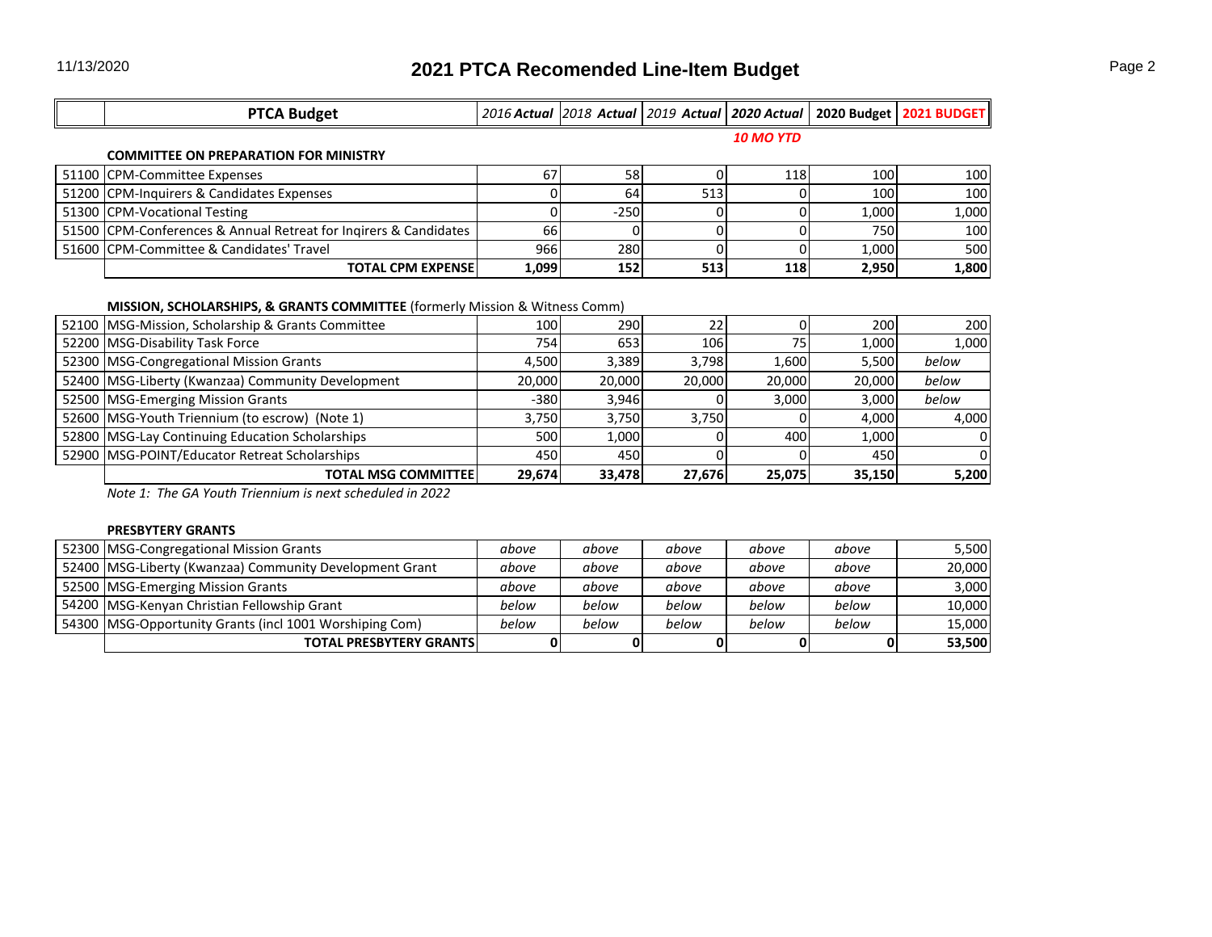# 2021 PTCA Recomended Line-Item Budget

11/13/2020

| | PTCA Budget | *2016 Actual* | *2018 Actual* | *2019 Actual* | *2020 Actual* | 2020 Budget | 2021 BUDGET |
|---|---|---|---|---|---|---|---|
| | | | | | ***10 MO YTD*** | | |
| | **COMMITTEE ON PREPARATION FOR MINISTRY** | | | | | | |
| 51100 | CPM-Committee Expenses | 67 | 58 | 0 | 118 | 100 | 100 |
| 51200 | CPM-Inquirers & Candidates Expenses | 0 | 64 | 513 | 0 | 100 | 100 |
| 51300 | CPM-Vocational Testing | 0 | -250 | 0 | 0 | 1,000 | 1,000 |
| 51500 | CPM-Conferences & Annual Retreat for Inqirers & Candidates | 66 | 0 | 0 | 0 | 750 | 100 |
| 51600 | CPM-Committee & Candidates' Travel | 966 | 280 | 0 | 0 | 1,000 | 500 |
| | **TOTAL CPM EXPENSE** | **1,099** | **152** | **513** | **118** | **2,950** | **1,800** |
| | **MISSION, SCHOLARSHIPS, & GRANTS COMMITTEE** (formerly Mission & Witness Comm) | | | | | | |
| 52100 | MSG-Mission, Scholarship & Grants Committee | 100 | 290 | 22 | 0 | 200 | 200 |
| 52200 | MSG-Disability Task Force | 754 | 653 | 106 | 75 | 1,000 | 1,000 |
| 52300 | MSG-Congregational Mission Grants | 4,500 | 3,389 | 3,798 | 1,600 | 5,500 | *below* |
| 52400 | MSG-Liberty (Kwanzaa) Community Development | 20,000 | 20,000 | 20,000 | 20,000 | 20,000 | *below* |
| 52500 | MSG-Emerging Mission Grants | -380 | 3,946 | 0 | 3,000 | 3,000 | *below* |
| 52600 | MSG-Youth Triennium (to escrow) (Note 1) | 3,750 | 3,750 | 3,750 | 0 | 4,000 | 4,000 |
| 52800 | MSG-Lay Continuing Education Scholarships | 500 | 1,000 | 0 | 400 | 1,000 | 0 |
| 52900 | MSG-POINT/Educator Retreat Scholarships | 450 | 450 | 0 | 0 | 450 | 0 |
| | **TOTAL MSG COMMITTEE** | **29,674** | **33,478** | **27,676** | **25,075** | **35,150** | **5,200** |

*Note 1: The GA Youth Triennium is next scheduled in 2022*

| | **PRESBYTERY GRANTS** | | | | | | |
|---|---|---|---|---|---|---|---|
| 52300 | MSG-Congregational Mission Grants | *above* | *above* | *above* | *above* | *above* | 5,500 |
| 52400 | MSG-Liberty (Kwanzaa) Community Development Grant | *above* | *above* | *above* | *above* | *above* | 20,000 |
| 52500 | MSG-Emerging Mission Grants | *above* | *above* | *above* | *above* | *above* | 3,000 |
| 54200 | MSG-Kenyan Christian Fellowship Grant | *below* | *below* | *below* | *below* | *below* | 10,000 |
| 54300 | MSG-Opportunity Grants (incl 1001 Worshiping Com) | *below* | *below* | *below* | *below* | *below* | 15,000 |
| | **TOTAL PRESBYTERY GRANTS** | **0** | **0** | **0** | **0** | **0** | **53,500** |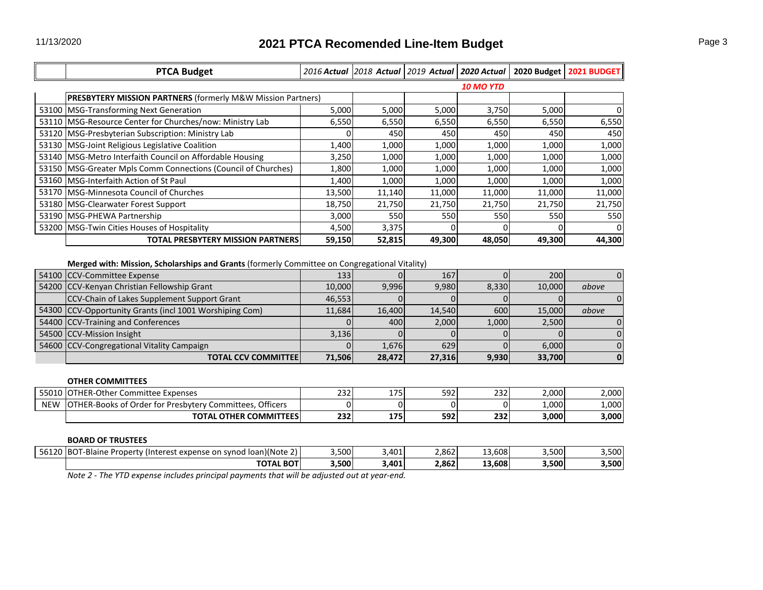# 2021 PTCA Recomended Line-Item Budget

| | PTCA Budget | *2016 Actual* | *2018 Actual* | *2019 Actual* | *2020 Actual* | 2020 Budget | 2021 BUDGET |
|---|---|---|---|---|---|---|---|
| | | | | | *10 MO YTD* | | |
| | **PRESBYTERY MISSION PARTNERS** (formerly M&W Mission Partners) | | | | | | |
| 53100 | MSG-Transforming Next Generation | 5,000 | 5,000 | 5,000 | 3,750 | 5,000 | 0 |
| 53110 | MSG-Resource Center for Churches/now: Ministry Lab | 6,550 | 6,550 | 6,550 | 6,550 | 6,550 | 6,550 |
| 53120 | MSG-Presbyterian Subscription: Ministry Lab | 0 | 450 | 450 | 450 | 450 | 450 |
| 53130 | MSG-Joint Religious Legislative Coalition | 1,400 | 1,000 | 1,000 | 1,000 | 1,000 | 1,000 |
| 53140 | MSG-Metro Interfaith Council on Affordable Housing | 3,250 | 1,000 | 1,000 | 1,000 | 1,000 | 1,000 |
| 53150 | MSG-Greater Mpls Comm Connections (Council of Churches) | 1,800 | 1,000 | 1,000 | 1,000 | 1,000 | 1,000 |
| 53160 | MSG-Interfaith Action of St Paul | 1,400 | 1,000 | 1,000 | 1,000 | 1,000 | 1,000 |
| 53170 | MSG-Minnesota Council of Churches | 13,500 | 11,140 | 11,000 | 11,000 | 11,000 | 11,000 |
| 53180 | MSG-Clearwater Forest Support | 18,750 | 21,750 | 21,750 | 21,750 | 21,750 | 21,750 |
| 53190 | MSG-PHEWA Partnership | 3,000 | 550 | 550 | 550 | 550 | 550 |
| 53200 | MSG-Twin Cities Houses of Hospitality | 4,500 | 3,375 | 0 | 0 | 0 | 0 |
| | **TOTAL PRESBYTERY MISSION PARTNERS** | **59,150** | **52,815** | **49,300** | **48,050** | **49,300** | **44,300** |

**Merged with: Mission, Scholarships and Grants** (formerly Committee on Congregational Vitality)

| | | *2016 Actual* | *2018 Actual* | *2019 Actual* | *2020 Actual* | 2020 Budget | 2021 BUDGET |
|---|---|---|---|---|---|---|---|
| 54100 | CCV-Committee Expense | 133 | 0 | 167 | 0 | 200 | 0 |
| 54200 | CCV-Kenyan Christian Fellowship Grant | 10,000 | 9,996 | 9,980 | 8,330 | 10,000 | *above* |
| | CCV-Chain of Lakes Supplement Support Grant | 46,553 | 0 | 0 | 0 | 0 | 0 |
| 54300 | CCV-Opportunity Grants (incl 1001 Worshiping Com) | 11,684 | 16,400 | 14,540 | 600 | 15,000 | *above* |
| 54400 | CCV-Training and Conferences | 0 | 400 | 2,000 | 1,000 | 2,500 | 0 |
| 54500 | CCV-Mission Insight | 3,136 | 0 | 0 | 0 | 0 | 0 |
| 54600 | CCV-Congregational Vitality Campaign | 0 | 1,676 | 629 | 0 | 6,000 | 0 |
| | **TOTAL CCV COMMITTEE** | **71,506** | **28,472** | **27,316** | **9,930** | **33,700** | **0** |

**OTHER COMMITTEES**

| | | *2016 Actual* | *2018 Actual* | *2019 Actual* | *2020 Actual* | 2020 Budget | 2021 BUDGET |
|---|---|---|---|---|---|---|---|
| 55010 | OTHER-Other Committee Expenses | 232 | 175 | 592 | 232 | 2,000 | 2,000 |
| NEW | OTHER-Books of Order for Presbytery Committees, Officers | 0 | 0 | 0 | 0 | 1,000 | 1,000 |
| | **TOTAL OTHER COMMITTEES** | **232** | **175** | **592** | **232** | **3,000** | **3,000** |

**BOARD OF TRUSTEES**

| | | *2016 Actual* | *2018 Actual* | *2019 Actual* | *2020 Actual* | 2020 Budget | 2021 BUDGET |
|---|---|---|---|---|---|---|---|
| 56120 | BOT-Blaine Property (Interest expense on synod loan)(Note 2) | 3,500 | 3,401 | 2,862 | 13,608 | 3,500 | 3,500 |
| | **TOTAL BOT** | **3,500** | **3,401** | **2,862** | **13,608** | **3,500** | **3,500** |

*Note 2 - The YTD expense includes principal payments that will be adjusted out at year-end.*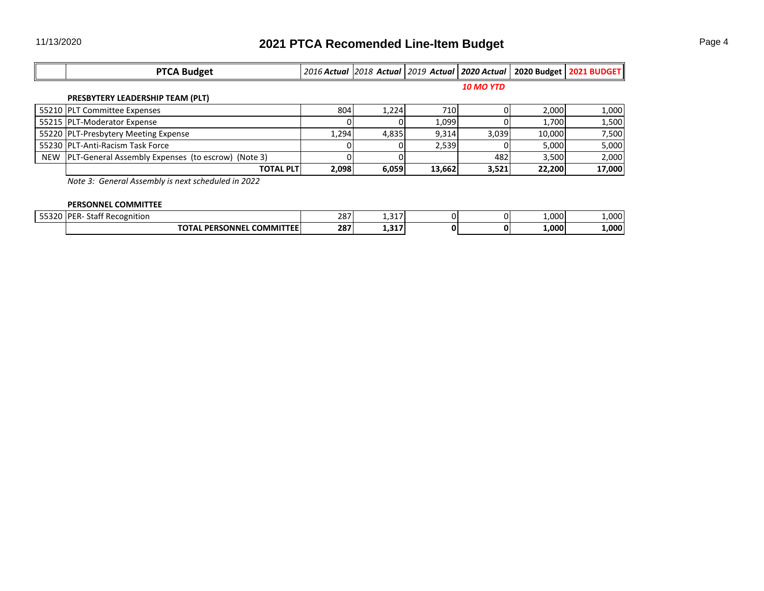# 2021 PTCA Recomended Line-Item Budget

11/13/2020

| | PTCA Budget | *2016 Actual* | *2018 Actual* | *2019 Actual* | *2020 Actual* | **2020 Budget** | **2021 BUDGET** |
|---|---|---|---|---|---|---|---|
| | | | | | ***10 MO YTD*** | | |
| | **PRESBYTERY LEADERSHIP TEAM (PLT)** | | | | | | |
| 55210 | PLT Committee Expenses | 804 | 1,224 | 710 | 0 | 2,000 | 1,000 |
| 55215 | PLT-Moderator Expense | 0 | 0 | 1,099 | 0 | 1,700 | 1,500 |
| 55220 | PLT-Presbytery Meeting Expense | 1,294 | 4,835 | 9,314 | 3,039 | 10,000 | 7,500 |
| 55230 | PLT-Anti-Racism Task Force | 0 | 0 | 2,539 | 0 | 5,000 | 5,000 |
| NEW | PLT-General Assembly Expenses (to escrow) (Note 3) | 0 | 0 | | 482 | 3,500 | 2,000 |
| | **TOTAL PLT** | **2,098** | **6,059** | **13,662** | **3,521** | **22,200** | **17,000** |

*Note 3: General Assembly is next scheduled in 2022*

| | **PERSONNEL COMMITTEE** | | | | | | |
|---|---|---|---|---|---|---|---|
| 55320 | PER- Staff Recognition | 287 | 1,317 | 0 | 0 | 1,000 | 1,000 |
| | **TOTAL PERSONNEL COMMITTEE** | **287** | **1,317** | **0** | **0** | **1,000** | **1,000** |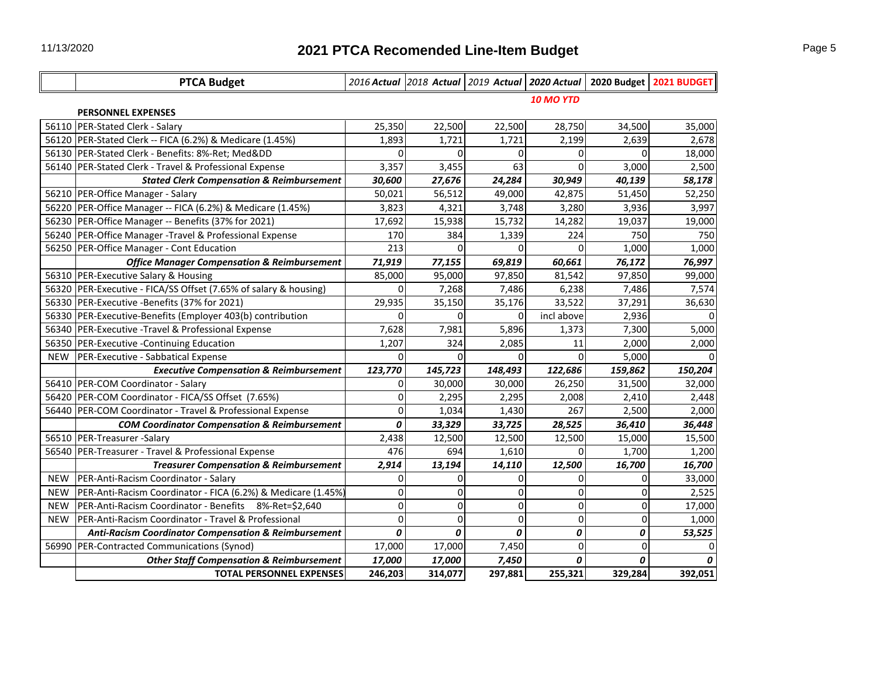# 2021 PTCA Recomended Line-Item Budget

| | PTCA Budget | *2016 Actual* | *2018 Actual* | *2019 Actual* | ***2020 Actual*** | **2020 Budget** | **2021 BUDGET** |
|---|---|---|---|---|---|---|---|
| | | | | | ***10 MO YTD*** | | |
| | **PERSONNEL EXPENSES** | | | | | | |
| 56110 | PER-Stated Clerk - Salary | 25,350 | 22,500 | 22,500 | 28,750 | 34,500 | 35,000 |
| 56120 | PER-Stated Clerk -- FICA (6.2%) & Medicare (1.45%) | 1,893 | 1,721 | 1,721 | 2,199 | 2,639 | 2,678 |
| 56130 | PER-Stated Clerk - Benefits: 8%-Ret; Med&DD | 0 | 0 | 0 | 0 | 0 | 18,000 |
| 56140 | PER-Stated Clerk - Travel & Professional Expense | 3,357 | 3,455 | 63 | 0 | 3,000 | 2,500 |
| | ***Stated Clerk Compensation & Reimbursement*** | ***30,600*** | ***27,676*** | ***24,284*** | ***30,949*** | ***40,139*** | ***58,178*** |
| 56210 | PER-Office Manager - Salary | 50,021 | 56,512 | 49,000 | 42,875 | 51,450 | 52,250 |
| 56220 | PER-Office Manager -- FICA (6.2%) & Medicare (1.45%) | 3,823 | 4,321 | 3,748 | 3,280 | 3,936 | 3,997 |
| 56230 | PER-Office Manager -- Benefits (37% for 2021) | 17,692 | 15,938 | 15,732 | 14,282 | 19,037 | 19,000 |
| 56240 | PER-Office Manager -Travel & Professional Expense | 170 | 384 | 1,339 | 224 | 750 | 750 |
| 56250 | PER-Office Manager - Cont Education | 213 | 0 | 0 | 0 | 1,000 | 1,000 |
| | ***Office Manager Compensation & Reimbursement*** | ***71,919*** | ***77,155*** | ***69,819*** | ***60,661*** | ***76,172*** | ***76,997*** |
| 56310 | PER-Executive Salary & Housing | 85,000 | 95,000 | 97,850 | 81,542 | 97,850 | 99,000 |
| 56320 | PER-Executive - FICA/SS Offset (7.65% of salary & housing) | 0 | 7,268 | 7,486 | 6,238 | 7,486 | 7,574 |
| 56330 | PER-Executive -Benefits (37% for 2021) | 29,935 | 35,150 | 35,176 | 33,522 | 37,291 | 36,630 |
| 56330 | PER-Executive-Benefits (Employer 403(b) contribution | 0 | 0 | 0 | incl above | 2,936 | 0 |
| 56340 | PER-Executive -Travel & Professional Expense | 7,628 | 7,981 | 5,896 | 1,373 | 7,300 | 5,000 |
| 56350 | PER-Executive -Continuing Education | 1,207 | 324 | 2,085 | 11 | 2,000 | 2,000 |
| NEW | PER-Executive - Sabbatical Expense | 0 | 0 | 0 | 0 | 5,000 | 0 |
| | ***Executive Compensation & Reimbursement*** | ***123,770*** | ***145,723*** | ***148,493*** | ***122,686*** | ***159,862*** | ***150,204*** |
| 56410 | PER-COM Coordinator - Salary | 0 | 30,000 | 30,000 | 26,250 | 31,500 | 32,000 |
| 56420 | PER-COM Coordinator - FICA/SS Offset (7.65%) | 0 | 2,295 | 2,295 | 2,008 | 2,410 | 2,448 |
| 56440 | PER-COM Coordinator - Travel & Professional Expense | 0 | 1,034 | 1,430 | 267 | 2,500 | 2,000 |
| | ***COM Coordinator Compensation & Reimbursement*** | ***0*** | ***33,329*** | ***33,725*** | ***28,525*** | ***36,410*** | ***36,448*** |
| 56510 | PER-Treasurer -Salary | 2,438 | 12,500 | 12,500 | 12,500 | 15,000 | 15,500 |
| 56540 | PER-Treasurer - Travel & Professional Expense | 476 | 694 | 1,610 | 0 | 1,700 | 1,200 |
| | ***Treasurer Compensation & Reimbursement*** | ***2,914*** | ***13,194*** | ***14,110*** | ***12,500*** | ***16,700*** | ***16,700*** |
| NEW | PER-Anti-Racism Coordinator - Salary | 0 | 0 | 0 | 0 | 0 | 33,000 |
| NEW | PER-Anti-Racism Coordinator - FICA (6.2%) & Medicare (1.45%) | 0 | 0 | 0 | 0 | 0 | 2,525 |
| NEW | PER-Anti-Racism Coordinator - Benefits 8%-Ret=$2,640 | 0 | 0 | 0 | 0 | 0 | 17,000 |
| NEW | PER-Anti-Racism Coordinator - Travel & Professional | 0 | 0 | 0 | 0 | 0 | 1,000 |
| | ***Anti-Racism Coordinator Compensation & Reimbursement*** | ***0*** | ***0*** | ***0*** | ***0*** | ***0*** | ***53,525*** |
| 56990 | PER-Contracted Communications (Synod) | 17,000 | 17,000 | 7,450 | 0 | 0 | 0 |
| | ***Other Staff Compensation & Reimbursement*** | ***17,000*** | ***17,000*** | ***7,450*** | ***0*** | ***0*** | ***0*** |
| | **TOTAL PERSONNEL EXPENSES** | **246,203** | **314,077** | **297,881** | **255,321** | **329,284** | **392,051** |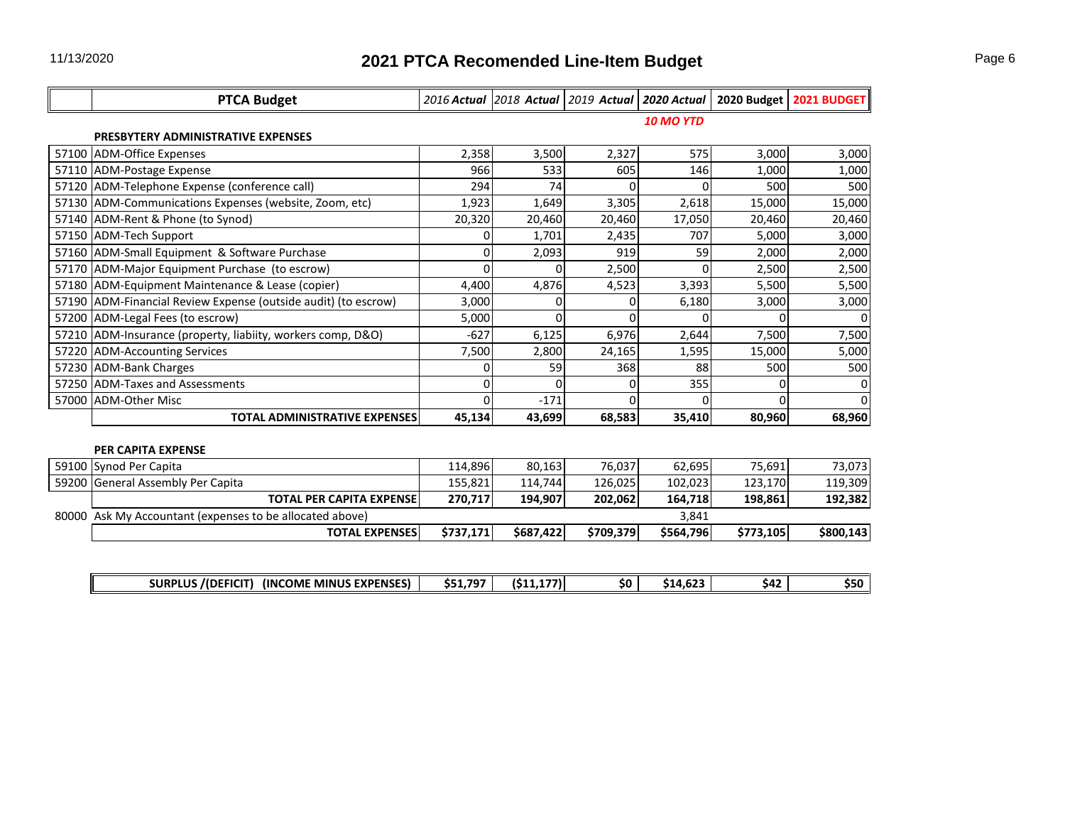# 2021 PTCA Recomended Line-Item Budget

11/13/2020

| | PTCA Budget | *2016 Actual* | *2018 Actual* | *2019 Actual* | *2020 Actual* | 2020 Budget | 2021 BUDGET |
|---|---|---|---|---|---|---|---|
| | | | | | ***10 MO YTD*** | | |
| | **PRESBYTERY ADMINISTRATIVE EXPENSES** | | | | | | |
| 57100 | ADM-Office Expenses | 2,358 | 3,500 | 2,327 | 575 | 3,000 | 3,000 |
| 57110 | ADM-Postage Expense | 966 | 533 | 605 | 146 | 1,000 | 1,000 |
| 57120 | ADM-Telephone Expense (conference call) | 294 | 74 | 0 | 0 | 500 | 500 |
| 57130 | ADM-Communications Expenses (website, Zoom, etc) | 1,923 | 1,649 | 3,305 | 2,618 | 15,000 | 15,000 |
| 57140 | ADM-Rent & Phone (to Synod) | 20,320 | 20,460 | 20,460 | 17,050 | 20,460 | 20,460 |
| 57150 | ADM-Tech Support | 0 | 1,701 | 2,435 | 707 | 5,000 | 3,000 |
| 57160 | ADM-Small Equipment & Software Purchase | 0 | 2,093 | 919 | 59 | 2,000 | 2,000 |
| 57170 | ADM-Major Equipment Purchase (to escrow) | 0 | 0 | 2,500 | 0 | 2,500 | 2,500 |
| 57180 | ADM-Equipment Maintenance & Lease (copier) | 4,400 | 4,876 | 4,523 | 3,393 | 5,500 | 5,500 |
| 57190 | ADM-Financial Review Expense (outside audit) (to escrow) | 3,000 | 0 | 0 | 6,180 | 3,000 | 3,000 |
| 57200 | ADM-Legal Fees (to escrow) | 5,000 | 0 | 0 | 0 | 0 | 0 |
| 57210 | ADM-Insurance (property, liabiity, workers comp, D&O) | -627 | 6,125 | 6,976 | 2,644 | 7,500 | 7,500 |
| 57220 | ADM-Accounting Services | 7,500 | 2,800 | 24,165 | 1,595 | 15,000 | 5,000 |
| 57230 | ADM-Bank Charges | 0 | 59 | 368 | 88 | 500 | 500 |
| 57250 | ADM-Taxes and Assessments | 0 | 0 | 0 | 355 | 0 | 0 |
| 57000 | ADM-Other Misc | 0 | -171 | 0 | 0 | 0 | 0 |
| | **TOTAL ADMINISTRATIVE EXPENSES** | **45,134** | **43,699** | **68,583** | **35,410** | **80,960** | **68,960** |
| | **PER CAPITA EXPENSE** | | | | | | |
| 59100 | Synod Per Capita | 114,896 | 80,163 | 76,037 | 62,695 | 75,691 | 73,073 |
| 59200 | General Assembly Per Capita | 155,821 | 114,744 | 126,025 | 102,023 | 123,170 | 119,309 |
| | **TOTAL PER CAPITA EXPENSE** | **270,717** | **194,907** | **202,062** | **164,718** | **198,861** | **192,382** |
| 80000 | Ask My Accountant (expenses to be allocated above) | | | | 3,841 | | |
| | **TOTAL EXPENSES** | **$737,171** | **$687,422** | **$709,379** | **$564,796** | **$773,105** | **$800,143** |
| | **SURPLUS /(DEFICIT) (INCOME MINUS EXPENSES)** | **$51,797** | **($11,177)** | **$0** | **$14,623** | **$42** | **$50** |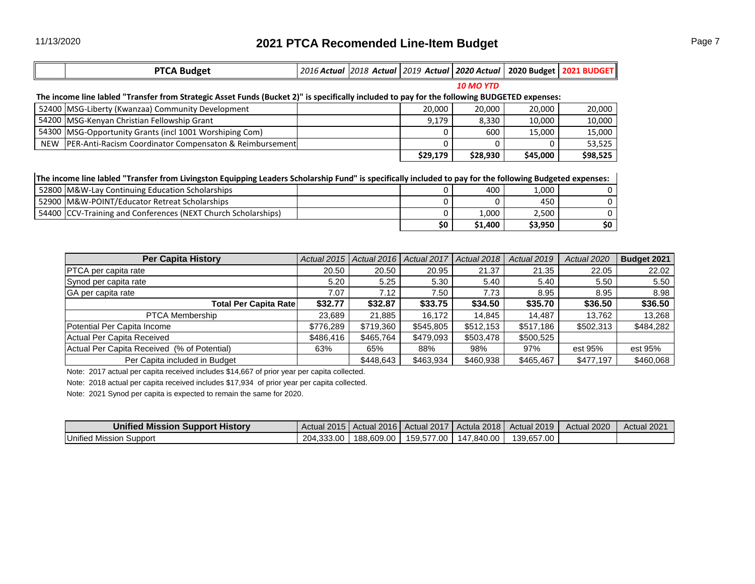# 2021 PTCA Recomended Line-Item Budget

11/13/2020

| | PTCA Budget | *2016 Actual* | *2018 Actual* | *2019 Actual* | *2020 Actual* | 2020 Budget | 2021 BUDGET |
|---|---|---|---|---|---|---|---|
| | | | | | *10 MO YTD* | | |

**The income line labled "Transfer from Strategic Asset Funds (Bucket 2)" is specifically included to pay for the following BUDGETED expenses:**

| | | | | 2019 Actual | 2020 Actual | 2020 Budget | 2021 BUDGET |
|---|---|---|---|---|---|---|---|
| 52400 | MSG-Liberty (Kwanzaa) Community Development | | | 20,000 | 20,000 | 20,000 | 20,000 |
| 54200 | MSG-Kenyan Christian Fellowship Grant | | | 9,179 | 8,330 | 10,000 | 10,000 |
| 54300 | MSG-Opportunity Grants (incl 1001 Worshiping Com) | | | 0 | 600 | 15,000 | 15,000 |
| NEW | PER-Anti-Racism Coordinator Compensaton & Reimbursement | | | 0 | 0 | 0 | 53,525 |
| | | | | **$29,179** | **$28,930** | **$45,000** | **$98,525** |

**The income line labled "Transfer from Livingston Equipping Leaders Scholarship Fund" is specifically included to pay for the following Budgeted expenses:**

| | | | | 2019 Actual | 2020 Actual | 2020 Budget | 2021 BUDGET |
|---|---|---|---|---|---|---|---|
| 52800 | M&W-Lay Continuing Education Scholarships | | | 0 | 400 | 1,000 | 0 |
| 52900 | M&W-POINT/Educator Retreat Scholarships | | | 0 | 0 | 450 | 0 |
| 54400 | CCV-Training and Conferences (NEXT Church Scholarships) | | | 0 | 1,000 | 2,500 | 0 |
| | | | | **$0** | **$1,400** | **$3,950** | **$0** |

| Per Capita History | *Actual 2015* | *Actual 2016* | *Actual 2017* | *Actual 2018* | *Actual 2019* | *Actual 2020* | **Budget 2021** |
|---|---|---|---|---|---|---|---|
| PTCA per capita rate | 20.50 | 20.50 | 20.95 | 21.37 | 21.35 | 22.05 | 22.02 |
| Synod per capita rate | 5.20 | 5.25 | 5.30 | 5.40 | 5.40 | 5.50 | 5.50 |
| GA per capita rate | 7.07 | 7.12 | 7.50 | 7.73 | 8.95 | 8.95 | 8.98 |
| **Total Per Capita Rate** | **$32.77** | **$32.87** | **$33.75** | **$34.50** | **$35.70** | **$36.50** | **$36.50** |
| PTCA Membership | 23,689 | 21,885 | 16,172 | 14,845 | 14,487 | 13,762 | 13,268 |
| Potential Per Capita Income | $776,289 | $719,360 | $545,805 | $512,153 | $517,186 | $502,313 | $484,282 |
| Actual Per Capita Received | $486,416 | $465,764 | $479,093 | $503,478 | $500,525 | | |
| Actual Per Capita Received (% of Potential) | 63% | 65% | 88% | 98% | 97% | est 95% | est 95% |
| Per Capita included in Budget | | $448,643 | $463,934 | $460,938 | $465,467 | $477,197 | $460,068 |

Note: 2017 actual per capita received includes $14,667 of prior year per capita collected.

Note: 2018 actual per capita received includes $17,934 of prior year per capita collected.

Note: 2021 Synod per capita is expected to remain the same for 2020.

| Unified Mission Support History | Actual 2015 | Actual 2016 | Actual 2017 | Actula 2018 | Actual 2019 | Actual 2020 | Actual 2021 |
|---|---|---|---|---|---|---|---|
| Unified Mission Support | 204,333.00 | 188,609.00 | 159,577.00 | 147,840.00 | 139,657.00 | | |